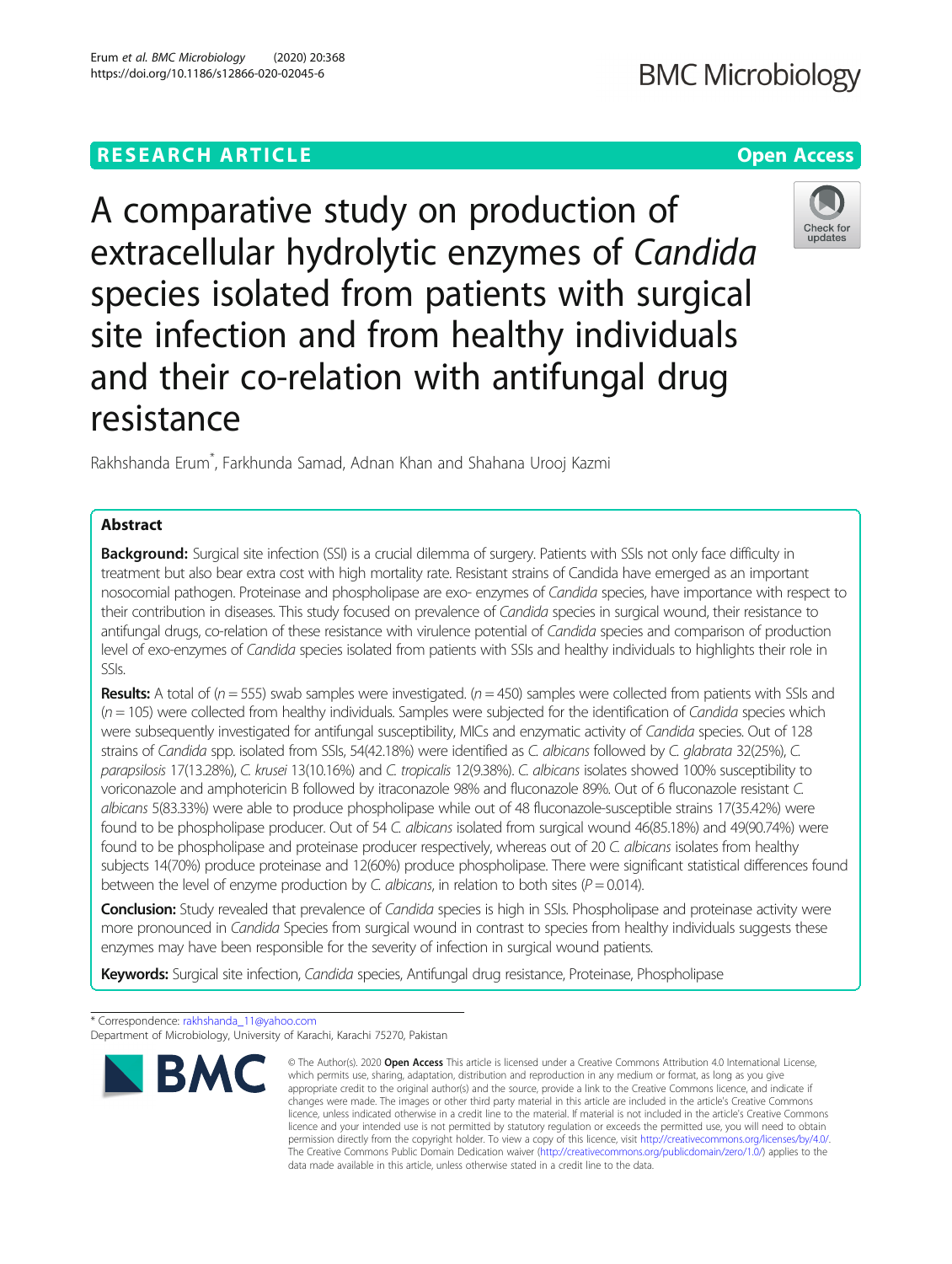**RESEARCH ARTICLE** **Open Access**

# A comparative study on production of extracellular hydrolytic enzymes of *Candida* species isolated from patients with surgical site infection and from healthy individuals and their co-relation with antifungal drug resistance

Rakhshanda Erum*, Farkhunda Samad, Adnan Khan and Shahana Urooj Kazmi

## Abstract

**Background:** Surgical site infection (SSI) is a crucial dilemma of surgery. Patients with SSIs not only face difficulty in treatment but also bear extra cost with high mortality rate. Resistant strains of Candida have emerged as an important nosocomial pathogen. Proteinase and phospholipase are exo- enzymes of *Candida* species, have importance with respect to their contribution in diseases. This study focused on prevalence of *Candida* species in surgical wound, their resistance to antifungal drugs, co-relation of these resistance with virulence potential of *Candida* species and comparison of production level of exo-enzymes of *Candida* species isolated from patients with SSIs and healthy individuals to highlights their role in SSIs.

**Results:** A total of ($n = 555$) swab samples were investigated. ($n = 450$) samples were collected from patients with SSIs and ($n = 105$) were collected from healthy individuals. Samples were subjected for the identification of *Candida* species which were subsequently investigated for antifungal susceptibility, MICs and enzymatic activity of *Candida* species. Out of 128 strains of *Candida* spp. isolated from SSIs, 54(42.18%) were identified as *C. albicans* followed by *C. glabrata* 32(25%), *C. parapsilosis* 17(13.28%), *C. krusei* 13(10.16%) and *C. tropicalis* 12(9.38%). *C. albicans* isolates showed 100% susceptibility to voriconazole and amphotericin B followed by itraconazole 98% and fluconazole 89%. Out of 6 fluconazole resistant *C. albicans* 5(83.33%) were able to produce phospholipase while out of 48 fluconazole-susceptible strains 17(35.42%) were found to be phospholipase producer. Out of 54 *C. albicans* isolated from surgical wound 46(85.18%) and 49(90.74%) were found to be phospholipase and proteinase producer respectively, whereas out of 20 *C. albicans* isolates from healthy subjects 14(70%) produce proteinase and 12(60%) produce phospholipase. There were significant statistical differences found between the level of enzyme production by *C. albicans*, in relation to both sites ($P = 0.014$).

**Conclusion:** Study revealed that prevalence of *Candida* species is high in SSIs. Phospholipase and proteinase activity were more pronounced in *Candida* Species from surgical wound in contrast to species from healthy individuals suggests these enzymes may have been responsible for the severity of infection in surgical wound patients.

**Keywords:** Surgical site infection, *Candida* species, Antifungal drug resistance, Proteinase, Phospholipase

---

\* Correspondence: rakhshanda_11@yahoo.com
Department of Microbiology, University of Karachi, Karachi 75270, Pakistan

© The Author(s). 2020 **Open Access** This article is licensed under a Creative Commons Attribution 4.0 International License, which permits use, sharing, adaptation, distribution and reproduction in any medium or format, as long as you give appropriate credit to the original author(s) and the source, provide a link to the Creative Commons licence, and indicate if changes were made. The images or other third party material in this article are included in the article's Creative Commons licence, unless indicated otherwise in a credit line to the material. If material is not included in the article's Creative Commons licence and your intended use is not permitted by statutory regulation or exceeds the permitted use, you will need to obtain permission directly from the copyright holder. To view a copy of this licence, visit http://creativecommons.org/licenses/by/4.0/. The Creative Commons Public Domain Dedication waiver (http://creativecommons.org/publicdomain/zero/1.0/) applies to the data made available in this article, unless otherwise stated in a credit line to the data.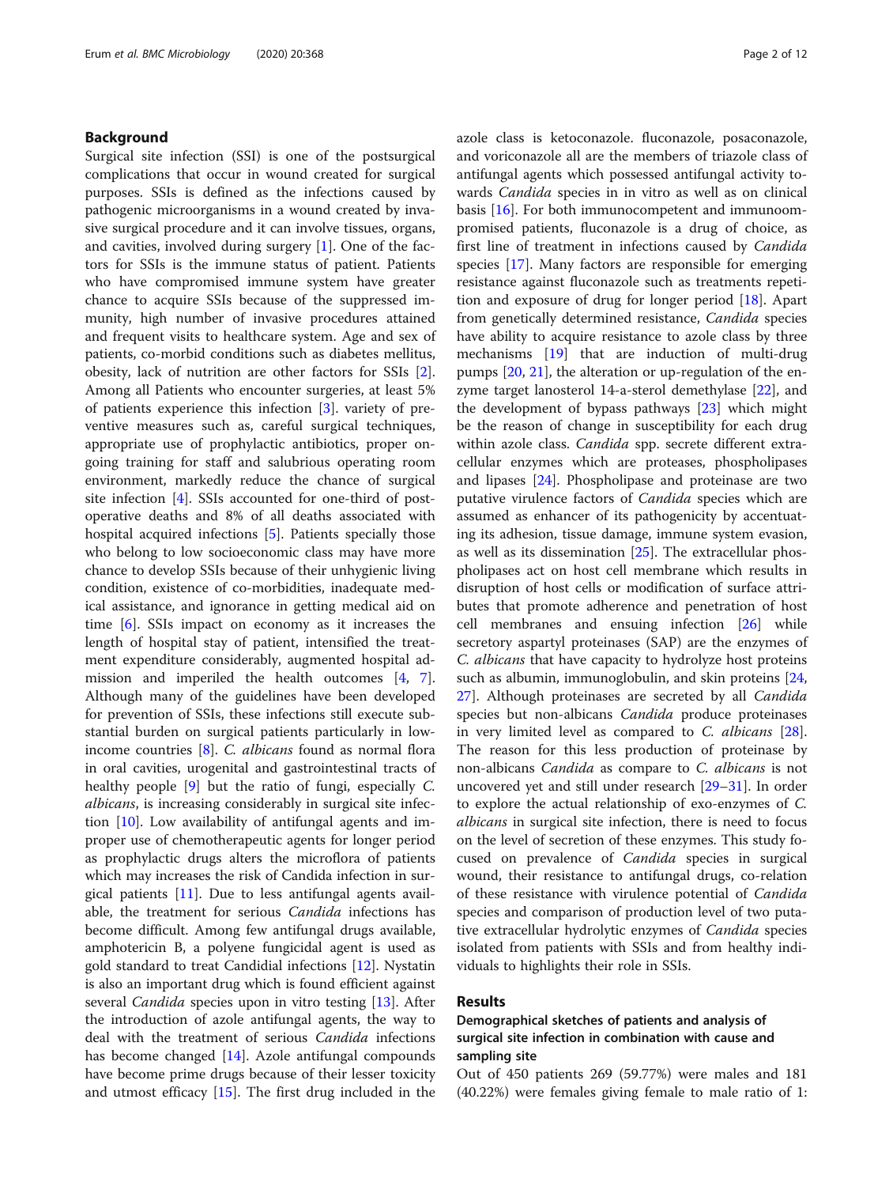## Background

Surgical site infection (SSI) is one of the postsurgical complications that occur in wound created for surgical purposes. SSIs is defined as the infections caused by pathogenic microorganisms in a wound created by invasive surgical procedure and it can involve tissues, organs, and cavities, involved during surgery [1]. One of the factors for SSIs is the immune status of patient. Patients who have compromised immune system have greater chance to acquire SSIs because of the suppressed immunity, high number of invasive procedures attained and frequent visits to healthcare system. Age and sex of patients, co-morbid conditions such as diabetes mellitus, obesity, lack of nutrition are other factors for SSIs [2]. Among all Patients who encounter surgeries, at least 5% of patients experience this infection [3]. variety of preventive measures such as, careful surgical techniques, appropriate use of prophylactic antibiotics, proper ongoing training for staff and salubrious operating room environment, markedly reduce the chance of surgical site infection [4]. SSIs accounted for one-third of postoperative deaths and 8% of all deaths associated with hospital acquired infections [5]. Patients specially those who belong to low socioeconomic class may have more chance to develop SSIs because of their unhygienic living condition, existence of co-morbidities, inadequate medical assistance, and ignorance in getting medical aid on time [6]. SSIs impact on economy as it increases the length of hospital stay of patient, intensified the treatment expenditure considerably, augmented hospital admission and imperiled the health outcomes [4, 7]. Although many of the guidelines have been developed for prevention of SSIs, these infections still execute substantial burden on surgical patients particularly in low-income countries [8]. *C. albicans* found as normal flora in oral cavities, urogenital and gastrointestinal tracts of healthy people [9] but the ratio of fungi, especially *C. albicans*, is increasing considerably in surgical site infection [10]. Low availability of antifungal agents and improper use of chemotherapeutic agents for longer period as prophylactic drugs alters the microflora of patients which may increases the risk of Candida infection in surgical patients [11]. Due to less antifungal agents available, the treatment for serious *Candida* infections has become difficult. Among few antifungal drugs available, amphotericin B, a polyene fungicidal agent is used as gold standard to treat Candidial infections [12]. Nystatin is also an important drug which is found efficient against several *Candida* species upon in vitro testing [13]. After the introduction of azole antifungal agents, the way to deal with the treatment of serious *Candida* infections has become changed [14]. Azole antifungal compounds have become prime drugs because of their lesser toxicity and utmost efficacy [15]. The first drug included in the azole class is ketoconazole. fluconazole, posaconazole, and voriconazole all are the members of triazole class of antifungal agents which possessed antifungal activity towards *Candida* species in in vitro as well as on clinical basis [16]. For both immunocompetent and immunoompromised patients, fluconazole is a drug of choice, as first line of treatment in infections caused by *Candida* species [17]. Many factors are responsible for emerging resistance against fluconazole such as treatments repetition and exposure of drug for longer period [18]. Apart from genetically determined resistance, *Candida* species have ability to acquire resistance to azole class by three mechanisms [19] that are induction of multi-drug pumps [20, 21], the alteration or up-regulation of the enzyme target lanosterol 14-a-sterol demethylase [22], and the development of bypass pathways [23] which might be the reason of change in susceptibility for each drug within azole class. *Candida* spp. secrete different extracellular enzymes which are proteases, phospholipases and lipases [24]. Phospholipase and proteinase are two putative virulence factors of *Candida* species which are assumed as enhancer of its pathogenicity by accentuating its adhesion, tissue damage, immune system evasion, as well as its dissemination [25]. The extracellular phospholipases act on host cell membrane which results in disruption of host cells or modification of surface attributes that promote adherence and penetration of host cell membranes and ensuing infection [26] while secretory aspartyl proteinases (SAP) are the enzymes of *C. albicans* that have capacity to hydrolyze host proteins such as albumin, immunoglobulin, and skin proteins [24, 27]. Although proteinases are secreted by all *Candida* species but non-albicans *Candida* produce proteinases in very limited level as compared to *C. albicans* [28]. The reason for this less production of proteinase by non-albicans *Candida* as compare to *C. albicans* is not uncovered yet and still under research [29–31]. In order to explore the actual relationship of exo-enzymes of *C. albicans* in surgical site infection, there is need to focus on the level of secretion of these enzymes. This study focused on prevalence of *Candida* species in surgical wound, their resistance to antifungal drugs, co-relation of these resistance with virulence potential of *Candida* species and comparison of production level of two putative extracellular hydrolytic enzymes of *Candida* species isolated from patients with SSIs and from healthy individuals to highlights their role in SSIs.

## Results

### Demographical sketches of patients and analysis of surgical site infection in combination with cause and sampling site

Out of 450 patients 269 (59.77%) were males and 181 (40.22%) were females giving female to male ratio of 1: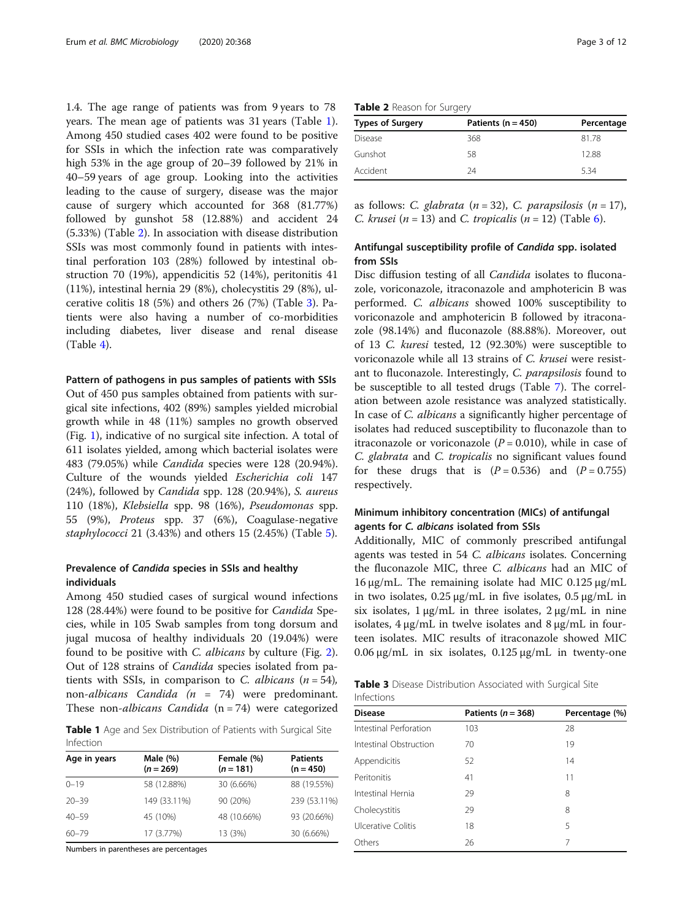1.4. The age range of patients was from 9 years to 78 years. The mean age of patients was 31 years (Table 1). Among 450 studied cases 402 were found to be positive for SSIs in which the infection rate was comparatively high 53% in the age group of 20–39 followed by 21% in 40–59 years of age group. Looking into the activities leading to the cause of surgery, disease was the major cause of surgery which accounted for 368 (81.77%) followed by gunshot 58 (12.88%) and accident 24 (5.33%) (Table 2). In association with disease distribution SSIs was most commonly found in patients with intestinal perforation 103 (28%) followed by intestinal obstruction 70 (19%), appendicitis 52 (14%), peritonitis 41 (11%), intestinal hernia 29 (8%), cholecystitis 29 (8%), ulcerative colitis 18 (5%) and others 26 (7%) (Table 3). Patients were also having a number of co-morbidities including diabetes, liver disease and renal disease (Table 4).

### Pattern of pathogens in pus samples of patients with SSIs

Out of 450 pus samples obtained from patients with surgical site infections, 402 (89%) samples yielded microbial growth while in 48 (11%) samples no growth observed (Fig. 1), indicative of no surgical site infection. A total of 611 isolates yielded, among which bacterial isolates were 483 (79.05%) while *Candida* species were 128 (20.94%). Culture of the wounds yielded *Escherichia coli* 147 (24%), followed by *Candida* spp. 128 (20.94%), *S. aureus* 110 (18%), *Klebsiella* spp. 98 (16%), *Pseudomonas* spp. 55 (9%), *Proteus* spp. 37 (6%), Coagulase-negative *staphylococci* 21 (3.43%) and others 15 (2.45%) (Table 5).

### Prevalence of *Candida* species in SSIs and healthy individuals

Among 450 studied cases of surgical wound infections 128 (28.44%) were found to be positive for *Candida* Species, while in 105 Swab samples from tong dorsum and jugal mucosa of healthy individuals 20 (19.04%) were found to be positive with *C. albicans* by culture (Fig. 2). Out of 128 strains of *Candida* species isolated from patients with SSIs, in comparison to *C. albicans* ($n = 54$), non-*albicans Candida* ($n = 74$) were predominant. These non-*albicans Candida* ($n = 74$) were categorized as follows: *C. glabrata* ($n = 32$), *C. parapsilosis* ($n = 17$), *C. krusei* ($n = 13$) and *C. tropicalis* ($n = 12$) (Table 6).

**Table 1** Age and Sex Distribution of Patients with Surgical Site Infection

| Age in years | Male (%) ($n = 269$) | Female (%) ($n = 181$) | Patients ($n = 450$) |
|---|---|---|---|
| 0–19 | 58 (12.88%) | 30 (6.66%) | 88 (19.55%) |
| 20–39 | 149 (33.11%) | 90 (20%) | 239 (53.11%) |
| 40–59 | 45 (10%) | 48 (10.66%) | 93 (20.66%) |
| 60–79 | 17 (3.77%) | 13 (3%) | 30 (6.66%) |

Numbers in parentheses are percentages

**Table 2** Reason for Surgery

| Types of Surgery | Patients ($n = 450$) | Percentage |
|---|---|---|
| Disease | 368 | 81.78 |
| Gunshot | 58 | 12.88 |
| Accident | 24 | 5.34 |

### Antifungal susceptibility profile of *Candida* spp. isolated from SSIs

Disc diffusion testing of all *Candida* isolates to fluconazole, voriconazole, itraconazole and amphotericin B was performed. *C. albicans* showed 100% susceptibility to voriconazole and amphotericin B followed by itraconazole (98.14%) and fluconazole (88.88%). Moreover, out of 13 *C. kuresi* tested, 12 (92.30%) were susceptible to voriconazole while all 13 strains of *C. krusei* were resistant to fluconazole. Interestingly, *C. parapsilosis* found to be susceptible to all tested drugs (Table 7). The correlation between azole resistance was analyzed statistically. In case of *C. albicans* a significantly higher percentage of isolates had reduced susceptibility to fluconazole than to itraconazole or voriconazole ($P = 0.010$), while in case of *C. glabrata* and *C. tropicalis* no significant values found for these drugs that is ($P = 0.536$) and ($P = 0.755$) respectively.

### Minimum inhibitory concentration (MICs) of antifungal agents for *C. albicans* isolated from SSIs

Additionally, MIC of commonly prescribed antifungal agents was tested in 54 *C. albicans* isolates. Concerning the fluconazole MIC, three *C. albicans* had an MIC of 16 μg/mL. The remaining isolate had MIC 0.125 μg/mL in two isolates, 0.25 μg/mL in five isolates, 0.5 μg/mL in six isolates, 1 μg/mL in three isolates, 2 μg/mL in nine isolates, 4 μg/mL in twelve isolates and 8 μg/mL in fourteen isolates. MIC results of itraconazole showed MIC 0.06 μg/mL in six isolates, 0.125 μg/mL in twenty-one

**Table 3** Disease Distribution Associated with Surgical Site Infections

| Disease | Patients ($n = 368$) | Percentage (%) |
|---|---|---|
| Intestinal Perforation | 103 | 28 |
| Intestinal Obstruction | 70 | 19 |
| Appendicitis | 52 | 14 |
| Peritonitis | 41 | 11 |
| Intestinal Hernia | 29 | 8 |
| Cholecystitis | 29 | 8 |
| Ulcerative Colitis | 18 | 5 |
| Others | 26 | 7 |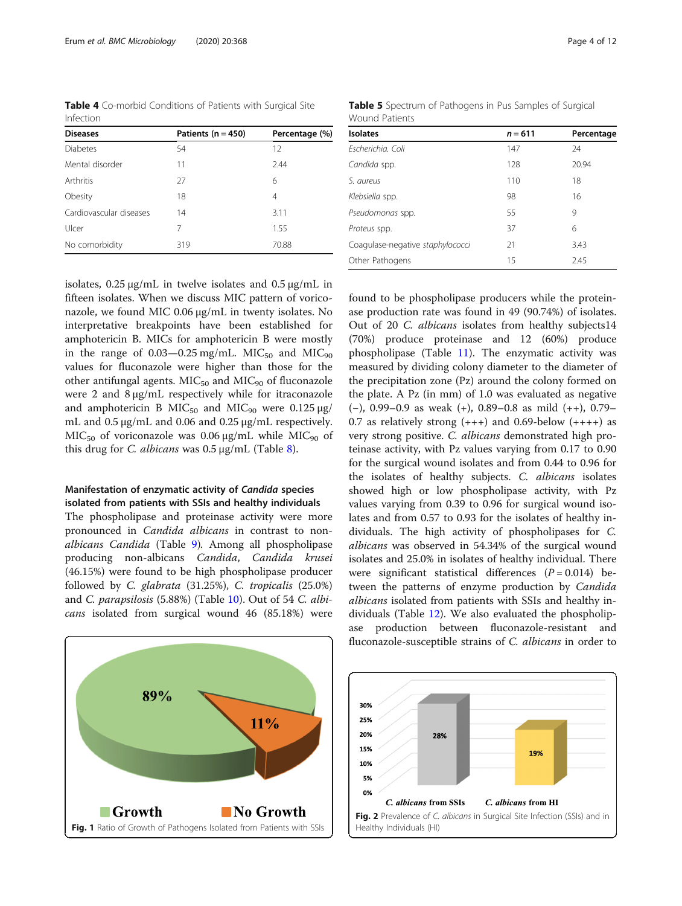**Table 4** Co-morbid Conditions of Patients with Surgical Site Infection

| Diseases | Patients (n = 450) | Percentage (%) |
|---|---|---|
| Diabetes | 54 | 12 |
| Mental disorder | 11 | 2.44 |
| Arthritis | 27 | 6 |
| Obesity | 18 | 4 |
| Cardiovascular diseases | 14 | 3.11 |
| Ulcer | 7 | 1.55 |
| No comorbidity | 319 | 70.88 |

**Table 5** Spectrum of Pathogens in Pus Samples of Surgical Wound Patients

| Isolates | n = 611 | Percentage |
|---|---|---|
| *Escherichia. Coli* | 147 | 24 |
| *Candida* spp. | 128 | 20.94 |
| *S. aureus* | 110 | 18 |
| *Klebsiella* spp. | 98 | 16 |
| *Pseudomonas* spp. | 55 | 9 |
| *Proteus* spp. | 37 | 6 |
| Coagulase-negative *staphylococci* | 21 | 3.43 |
| Other Pathogens | 15 | 2.45 |

isolates, 0.25 μg/mL in twelve isolates and 0.5 μg/mL in fifteen isolates. When we discuss MIC pattern of voriconazole, we found MIC 0.06 μg/mL in twenty isolates. No interpretative breakpoints have been established for amphotericin B. MICs for amphotericin B were mostly in the range of 0.03—0.25 mg/mL. $MIC_{50}$ and $MIC_{90}$ values for fluconazole were higher than those for the other antifungal agents. $MIC_{50}$ and $MIC_{90}$ of fluconazole were 2 and 8 μg/mL respectively while for itraconazole and amphotericin B $MIC_{50}$ and $MIC_{90}$ were 0.125 μg/mL and 0.5 μg/mL and 0.06 and 0.25 μg/mL respectively. $MIC_{50}$ of voriconazole was 0.06 μg/mL while $MIC_{90}$ of this drug for *C. albicans* was 0.5 μg/mL (Table 8).

### Manifestation of enzymatic activity of *Candida* species isolated from patients with SSIs and healthy individuals

The phospholipase and proteinase activity were more pronounced in *Candida albicans* in contrast to non-*albicans Candida* (Table 9). Among all phospholipase producing non-albicans *Candida*, *Candida krusei* (46.15%) were found to be high phospholipase producer followed by *C. glabrata* (31.25%), *C. tropicalis* (25.0%) and *C. parapsilosis* (5.88%) (Table 10). Out of 54 *C. albicans* isolated from surgical wound 46 (85.18%) were found to be phospholipase producers while the proteinase production rate was found in 49 (90.74%) of isolates. Out of 20 *C. albicans* isolates from healthy subjects14 (70%) produce proteinase and 12 (60%) produce phospholipase (Table 11). The enzymatic activity was measured by dividing colony diameter to the diameter of the precipitation zone (Pz) around the colony formed on the plate. A Pz (in mm) of 1.0 was evaluated as negative (−), 0.99–0.9 as weak (+), 0.89–0.8 as mild (++), 0.79–0.7 as relatively strong (+++) and 0.69-below (++++) as very strong positive. *C. albicans* demonstrated high proteinase activity, with Pz values varying from 0.17 to 0.90 for the surgical wound isolates and from 0.44 to 0.96 for the isolates of healthy subjects. *C. albicans* isolates showed high or low phospholipase activity, with Pz values varying from 0.39 to 0.96 for surgical wound isolates and from 0.57 to 0.93 for the isolates of healthy individuals. The high activity of phospholipases for *C. albicans* was observed in 54.34% of the surgical wound isolates and 25.0% in isolates of healthy individual. There were significant statistical differences ($P = 0.014$) between the patterns of enzyme production by *Candida albicans* isolated from patients with SSIs and healthy individuals (Table 12). We also evaluated the phospholipase production between fluconazole-resistant and fluconazole-susceptible strains of *C. albicans* in order to

**Fig. 1** Ratio of Growth of Pathogens Isolated from Patients with SSIs

**Fig. 2** Prevalence of *C. albicans* in Surgical Site Infection (SSIs) and in Healthy Individuals (HI)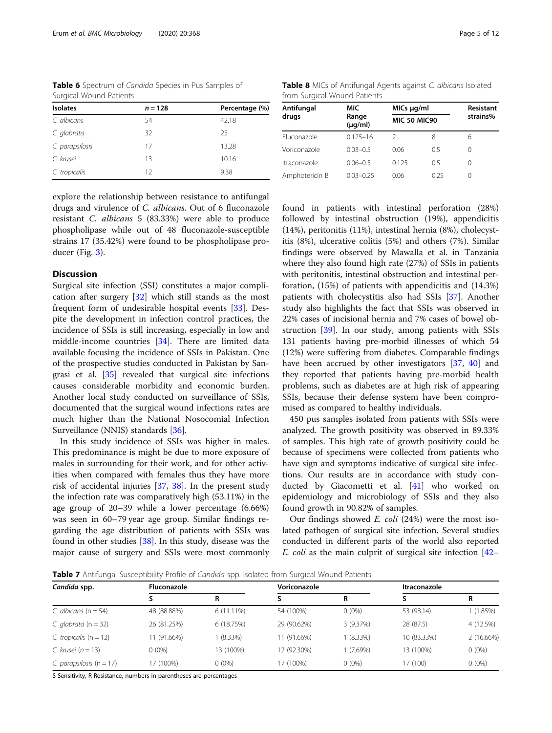**Table 6** Spectrum of *Candida* Species in Pus Samples of Surgical Wound Patients

| Isolates | n = 128 | Percentage (%) |
|---|---|---|
| *C. albicans* | 54 | 42.18 |
| *C. glabrata* | 32 | 25 |
| *C. parapsilosis* | 17 | 13.28 |
| *C. krusei* | 13 | 10.16 |
| *C. tropicalis* | 12 | 9.38 |

explore the relationship between resistance to antifungal drugs and virulence of *C. albicans*. Out of 6 fluconazole resistant *C. albicans* 5 (83.33%) were able to produce phospholipase while out of 48 fluconazole-susceptible strains 17 (35.42%) were found to be phospholipase producer (Fig. 3).

## Discussion

Surgical site infection (SSI) constitutes a major complication after surgery [32] which still stands as the most frequent form of undesirable hospital events [33]. Despite the development in infection control practices, the incidence of SSIs is still increasing, especially in low and middle-income countries [34]. There are limited data available focusing the incidence of SSIs in Pakistan. One of the prospective studies conducted in Pakistan by Sangrasi et al. [35] revealed that surgical site infections causes considerable morbidity and economic burden. Another local study conducted on surveillance of SSIs, documented that the surgical wound infections rates are much higher than the National Nosocomial Infection Surveillance (NNIS) standards [36].

In this study incidence of SSIs was higher in males. This predominance is might be due to more exposure of males in surrounding for their work, and for other activities when compared with females thus they have more risk of accidental injuries [37, 38]. In the present study the infection rate was comparatively high (53.11%) in the age group of 20–39 while a lower percentage (6.66%) was seen in 60–79 year age group. Similar findings regarding the age distribution of patients with SSIs was found in other studies [38]. In this study, disease was the major cause of surgery and SSIs were most commonly

**Table 8** MICs of Antifungal Agents against *C. albicans* Isolated from Surgical Wound Patients

| Antifungal drugs | MIC Range (μg/ml) | MICs μg/ml | | Resistant strains% |
|---|---|---|---|---|
| | | MIC 50 | MIC90 | |
| Fluconazole | 0.125–16 | 2 | 8 | 6 |
| Voriconazole | 0.03–0.5 | 0.06 | 0.5 | 0 |
| Itraconazole | 0.06–0.5 | 0.125 | 0.5 | 0 |
| Amphotericin B | 0.03–0.25 | 0.06 | 0.25 | 0 |

found in patients with intestinal perforation (28%) followed by intestinal obstruction (19%), appendicitis (14%), peritonitis (11%), intestinal hernia (8%), cholecystitis (8%), ulcerative colitis (5%) and others (7%). Similar findings were observed by Mawalla et al. in Tanzania where they also found high rate (27%) of SSIs in patients with peritonitis, intestinal obstruction and intestinal perforation, (15%) of patients with appendicitis and (14.3%) patients with cholecystitis also had SSIs [37]. Another study also highlights the fact that SSIs was observed in 22% cases of incisional hernia and 7% cases of bowel obstruction [39]. In our study, among patients with SSIs 131 patients having pre-morbid illnesses of which 54 (12%) were suffering from diabetes. Comparable findings have been accrued by other investigators [37, 40] and they reported that patients having pre-morbid health problems, such as diabetes are at high risk of appearing SSIs, because their defense system have been compromised as compared to healthy individuals.

450 pus samples isolated from patients with SSIs were analyzed. The growth positivity was observed in 89.33% of samples. This high rate of growth positivity could be because of specimens were collected from patients who have sign and symptoms indicative of surgical site infections. Our results are in accordance with study conducted by Giacometti et al. [41] who worked on epidemiology and microbiology of SSIs and they also found growth in 90.82% of samples.

Our findings showed *E. coli* (24%) were the most isolated pathogen of surgical site infection. Several studies conducted in different parts of the world also reported *E. coli* as the main culprit of surgical site infection [42–

**Table 7** Antifungal Susceptibility Profile of *Candida* spp. Isolated from Surgical Wound Patients

| *Candida* spp. | Fluconazole | | Voriconazole | | Itraconazole | |
|---|---|---|---|---|---|---|
| | S | R | S | R | S | R |
| *C. albicans* (n = 54) | 48 (88.88%) | 6 (11.11%) | 54 (100%) | 0 (0%) | 53 (98.14) | 1 (1.85%) |
| *C. glabrata* (n = 32) | 26 (81.25%) | 6 (18.75%) | 29 (90.62%) | 3 (9.37%) | 28 (87.5) | 4 (12.5%) |
| *C. tropicalis* (n = 12) | 11 (91.66%) | 1 (8.33%) | 11 (91.66%) | 1 (8.33%) | 10 (83.33%) | 2 (16.66%) |
| *C. krusei* (n = 13) | 0 (0%) | 13 (100%) | 12 (92.30%) | 1 (7.69%) | 13 (100%) | 0 (0%) |
| *C. parapsilosis* (n = 17) | 17 (100%) | 0 (0%) | 17 (100%) | 0 (0%) | 17 (100) | 0 (0%) |

S Sensitivity, R Resistance, numbers in parentheses are percentages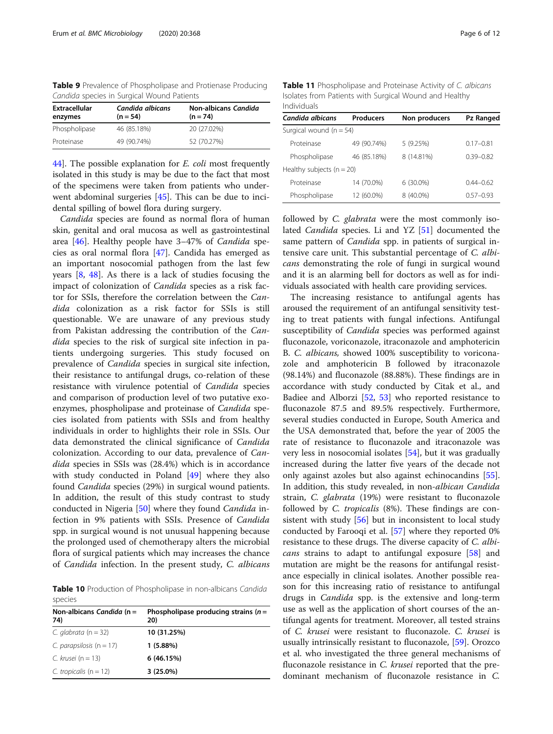**Table 9** Prevalence of Phospholipase and Protienase Producing *Candida* species in Surgical Wound Patients

| Extracellular enzymes | *Candida albicans* (n = 54) | Non-albicans *Candida* (n = 74) |
|---|---|---|
| Phospholipase | 46 (85.18%) | 20 (27.02%) |
| Proteinase | 49 (90.74%) | 52 (70.27%) |

44]. The possible explanation for *E. coli* most frequently isolated in this study is may be due to the fact that most of the specimens were taken from patients who underwent abdominal surgeries [45]. This can be due to incidental spilling of bowel flora during surgery.

*Candida* species are found as normal flora of human skin, genital and oral mucosa as well as gastrointestinal area [46]. Healthy people have 3–47% of *Candida* species as oral normal flora [47]. Candida has emerged as an important nosocomial pathogen from the last few years [8, 48]. As there is a lack of studies focusing the impact of colonization of *Candida* species as a risk factor for SSIs, therefore the correlation between the *Candida* colonization as a risk factor for SSIs is still questionable. We are unaware of any previous study from Pakistan addressing the contribution of the *Candida* species to the risk of surgical site infection in patients undergoing surgeries. This study focused on prevalence of *Candida* species in surgical site infection, their resistance to antifungal drugs, co-relation of these resistance with virulence potential of *Candida* species and comparison of production level of two putative exoenzymes, phospholipase and proteinase of *Candida* species isolated from patients with SSIs and from healthy individuals in order to highlights their role in SSIs. Our data demonstrated the clinical significance of *Candida* colonization. According to our data, prevalence of *Candida* species in SSIs was (28.4%) which is in accordance with study conducted in Poland [49] where they also found *Candida* species (29%) in surgical wound patients. In addition, the result of this study contrast to study conducted in Nigeria [50] where they found *Candida* infection in 9% patients with SSIs. Presence of *Candida* spp. in surgical wound is not unusual happening because the prolonged used of chemotherapy alters the microbial flora of surgical patients which may increases the chance of *Candida* infection. In the present study, *C. albicans*

**Table 10** Production of Phospholipase in non-albicans *Candida* species

| Non-albicans *Candida* (n = 74) | Phospholipase producing strains (*n* = 20) |
|---|---|
| *C. glabrata* (n = 32) | **10 (31.25%)** |
| *C. parapsilosis* (n = 17) | **1 (5.88%)** |
| *C. krusei* (n = 13) | **6 (46.15%)** |
| *C. tropicalis* (n = 12) | **3 (25.0%)** |

**Table 11** Phospholipase and Proteinase Activity of *C. albicans* Isolates from Patients with Surgical Wound and Healthy Individuals

| *Candida albicans* | Producers | Non producers | Pz Ranged |
|---|---|---|---|
| Surgical wound (n = 54) | | | |
| Proteinase | 49 (90.74%) | 5 (9.25%) | 0.17–0.81 |
| Phospholipase | 46 (85.18%) | 8 (14.81%) | 0.39–0.82 |
| Healthy subjects (n = 20) | | | |
| Proteinase | 14 (70.0%) | 6 (30.0%) | 0.44–0.62 |
| Phospholipase | 12 (60.0%) | 8 (40.0%) | 0.57–0.93 |

followed by *C. glabrata* were the most commonly isolated *Candida* species. Li and YZ [51] documented the same pattern of *Candida* spp. in patients of surgical intensive care unit. This substantial percentage of *C. albicans* demonstrating the role of fungi in surgical wound and it is an alarming bell for doctors as well as for individuals associated with health care providing services.

The increasing resistance to antifungal agents has aroused the requirement of an antifungal sensitivity testing to treat patients with fungal infections. Antifungal susceptibility of *Candida* species was performed against fluconazole, voriconazole, itraconazole and amphotericin B. *C. albicans,* showed 100% susceptibility to voriconazole and amphotericin B followed by itraconazole (98.14%) and fluconazole (88.88%). These findings are in accordance with study conducted by Citak et al., and Badiee and Alborzi [52, 53] who reported resistance to fluconazole 87.5 and 89.5% respectively. Furthermore, several studies conducted in Europe, South America and the USA demonstrated that, before the year of 2005 the rate of resistance to fluconazole and itraconazole was very less in nosocomial isolates [54], but it was gradually increased during the latter five years of the decade not only against azoles but also against echinocandins [55]. In addition, this study revealed, in non-*albican Candida* strain, *C. glabrata* (19%) were resistant to fluconazole followed by *C. tropicalis* (8%). These findings are consistent with study [56] but in inconsistent to local study conducted by Farooqi et al. [57] where they reported 0% resistance to these drugs. The diverse capacity of *C. albicans* strains to adapt to antifungal exposure [58] and mutation are might be the reasons for antifungal resistance especially in clinical isolates. Another possible reason for this increasing ratio of resistance to antifungal drugs in *Candida* spp. is the extensive and long-term use as well as the application of short courses of the antifungal agents for treatment. Moreover, all tested strains of *C. krusei* were resistant to fluconazole. *C. krusei* is usually intrinsically resistant to fluconazole, [59]. Orozco et al. who investigated the three general mechanisms of fluconazole resistance in *C. krusei* reported that the predominant mechanism of fluconazole resistance in *C.*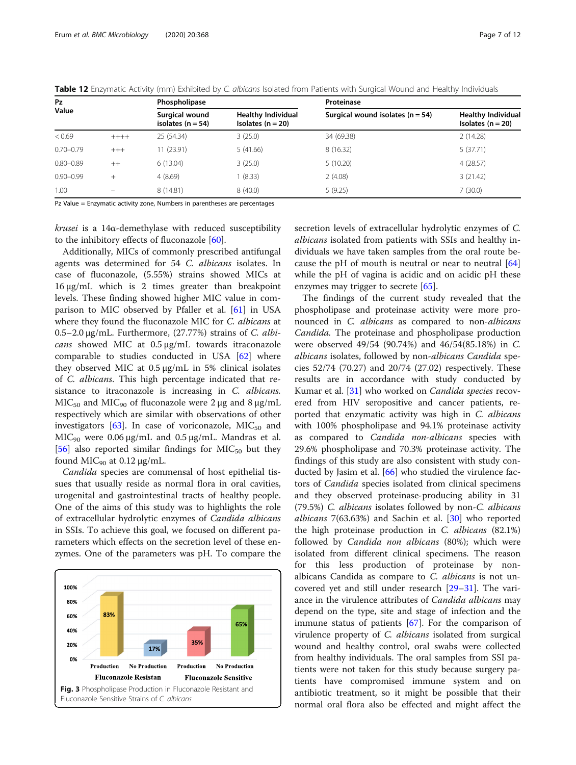**Table 12** Enzymatic Activity (mm) Exhibited by *C. albicans* Isolated from Patients with Surgical Wound and Healthy Individuals

| Pz Value | | Phospholipase | | Proteinase | |
|---|---|---|---|---|---|
| | | Surgical wound isolates (n = 54) | Healthy Individual Isolates (n = 20) | Surgical wound isolates (n = 54) | Healthy Individual Isolates (n = 20) |
| < 0.69 | ++++ | 25 (54.34) | 3 (25.0) | 34 (69.38) | 2 (14.28) |
| 0.70–0.79 | +++ | 11 (23.91) | 5 (41.66) | 8 (16.32) | 5 (37.71) |
| 0.80–0.89 | ++ | 6 (13.04) | 3 (25.0) | 5 (10.20) | 4 (28.57) |
| 0.90–0.99 | + | 4 (8.69) | 1 (8.33) | 2 (4.08) | 3 (21.42) |
| 1.00 | – | 8 (14.81) | 8 (40.0) | 5 (9.25) | 7 (30.0) |

Pz Value = Enzymatic activity zone, Numbers in parentheses are percentages

*krusei* is a 14α-demethylase with reduced susceptibility to the inhibitory effects of fluconazole [60].

Additionally, MICs of commonly prescribed antifungal agents was determined for 54 *C. albicans* isolates. In case of fluconazole, (5.55%) strains showed MICs at 16 μg/mL which is 2 times greater than breakpoint levels. These finding showed higher MIC value in comparison to MIC observed by Pfaller et al. [61] in USA where they found the fluconazole MIC for *C. albicans* at 0.5–2.0 μg/mL. Furthermore, (27.77%) strains of *C. albicans* showed MIC at 0.5 μg/mL towards itraconazole comparable to studies conducted in USA [62] where they observed MIC at 0.5 μg/mL in 5% clinical isolates of *C. albicans*. This high percentage indicated that resistance to itraconazole is increasing in *C. albicans.* $MIC_{50}$ and $MIC_{90}$ of fluconazole were 2 μg and 8 μg/mL respectively which are similar with observations of other investigators [63]. In case of voriconazole, $MIC_{50}$ and $MIC_{90}$ were 0.06 μg/mL and 0.5 μg/mL. Mandras et al. [56] also reported similar findings for $MIC_{50}$ but they found $MIC_{90}$ at 0.12 μg/mL.

*Candida* species are commensal of host epithelial tissues that usually reside as normal flora in oral cavities, urogenital and gastrointestinal tracts of healthy people. One of the aims of this study was to highlights the role of extracellular hydrolytic enzymes of *Candida albicans* in SSIs. To achieve this goal, we focused on different parameters which effects on the secretion level of these enzymes. One of the parameters was pH. To compare the secretion levels of extracellular hydrolytic enzymes of *C. albicans* isolated from patients with SSIs and healthy individuals we have taken samples from the oral route because the pH of mouth is neutral or near to neutral [64] while the pH of vagina is acidic and on acidic pH these enzymes may trigger to secrete [65].

**Fig. 3** Phospholipase Production in Fluconazole Resistant and Fluconazole Sensitive Strains of *C. albicans*

The findings of the current study revealed that the phospholipase and proteinase activity were more pronounced in *C. albicans* as compared to non-*albicans Candida*. The proteinase and phospholipase production were observed 49/54 (90.74%) and 46/54(85.18%) in *C. albicans* isolates, followed by non-*albicans Candida* species 52/74 (70.27) and 20/74 (27.02) respectively. These results are in accordance with study conducted by Kumar et al. [31] who worked on *Candida species* recovered from HIV seropositive and cancer patients, reported that enzymatic activity was high in *C. albicans* with 100% phospholipase and 94.1% proteinase activity as compared to *Candida non-albicans* species with 29.6% phospholipase and 70.3% proteinase activity. The findings of this study are also consistent with study conducted by Jasim et al. [66] who studied the virulence factors of *Candida* species isolated from clinical specimens and they observed proteinase-producing ability in 31 (79.5%) *C. albicans* isolates followed by non-*C. albicans albicans* 7(63.63%) and Sachin et al. [30] who reported the high proteinase production in *C. albicans* (82.1%) followed by *Candida non albicans* (80%); which were isolated from different clinical specimens. The reason for this less production of proteinase by non-albicans Candida as compare to *C. albicans* is not uncovered yet and still under research [29–31]. The variance in the virulence attributes of *Candida albicans* may depend on the type, site and stage of infection and the immune status of patients [67]. For the comparison of virulence property of *C. albicans* isolated from surgical wound and healthy control, oral swabs were collected from healthy individuals. The oral samples from SSI patients were not taken for this study because surgery patients have compromised immune system and on antibiotic treatment, so it might be possible that their normal oral flora also be effected and might affect the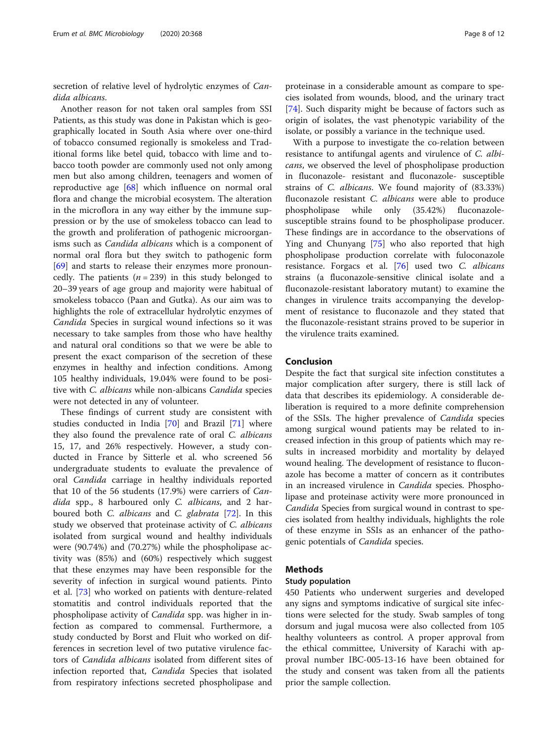secretion of relative level of hydrolytic enzymes of *Candida albicans*.

Another reason for not taken oral samples from SSI Patients, as this study was done in Pakistan which is geographically located in South Asia where over one-third of tobacco consumed regionally is smokeless and Traditional forms like betel quid, tobacco with lime and tobacco tooth powder are commonly used not only among men but also among children, teenagers and women of reproductive age [68] which influence on normal oral flora and change the microbial ecosystem. The alteration in the microflora in any way either by the immune suppression or by the use of smokeless tobacco can lead to the growth and proliferation of pathogenic microorganisms such as *Candida albicans* which is a component of normal oral flora but they switch to pathogenic form [69] and starts to release their enzymes more pronouncedly. The patients ($n = 239$) in this study belonged to 20–39 years of age group and majority were habitual of smokeless tobacco (Paan and Gutka). As our aim was to highlights the role of extracellular hydrolytic enzymes of *Candida* Species in surgical wound infections so it was necessary to take samples from those who have healthy and natural oral conditions so that we were be able to present the exact comparison of the secretion of these enzymes in healthy and infection conditions. Among 105 healthy individuals, 19.04% were found to be positive with *C. albicans* while non-albicans *Candida* species were not detected in any of volunteer.

These findings of current study are consistent with studies conducted in India [70] and Brazil [71] where they also found the prevalence rate of oral *C. albicans* 15, 17, and 26% respectively. However, a study conducted in France by Sitterle et al. who screened 56 undergraduate students to evaluate the prevalence of oral *Candida* carriage in healthy individuals reported that 10 of the 56 students (17.9%) were carriers of *Candida* spp., 8 harboured only *C. albicans*, and 2 harboured both *C. albicans* and *C. glabrata* [72]. In this study we observed that proteinase activity of *C. albicans* isolated from surgical wound and healthy individuals were (90.74%) and (70.27%) while the phospholipase activity was (85%) and (60%) respectively which suggest that these enzymes may have been responsible for the severity of infection in surgical wound patients. Pinto et al. [73] who worked on patients with denture-related stomatitis and control individuals reported that the phospholipase activity of *Candida* spp. was higher in infection as compared to commensal. Furthermore, a study conducted by Borst and Fluit who worked on differences in secretion level of two putative virulence factors of *Candida albicans* isolated from different sites of infection reported that, *Candida* Species that isolated from respiratory infections secreted phospholipase and proteinase in a considerable amount as compare to species isolated from wounds, blood, and the urinary tract [74]. Such disparity might be because of factors such as origin of isolates, the vast phenotypic variability of the isolate, or possibly a variance in the technique used.

With a purpose to investigate the co-relation between resistance to antifungal agents and virulence of *C. albicans*, we observed the level of phospholipase production in fluconazole- resistant and fluconazole- susceptible strains of *C. albicans*. We found majority of (83.33%) fluconazole resistant *C. albicans* were able to produce phospholipase while only (35.42%) fluconazole-susceptible strains found to be phospholipase producer. These findings are in accordance to the observations of Ying and Chunyang [75] who also reported that high phospholipase production correlate with fuloconazole resistance. Forgacs et al. [76] used two *C. albicans* strains (a fluconazole-sensitive clinical isolate and a fluconazole-resistant laboratory mutant) to examine the changes in virulence traits accompanying the development of resistance to fluconazole and they stated that the fluconazole-resistant strains proved to be superior in the virulence traits examined.

## Conclusion

Despite the fact that surgical site infection constitutes a major complication after surgery, there is still lack of data that describes its epidemiology. A considerable deliberation is required to a more definite comprehension of the SSIs. The higher prevalence of *Candida* species among surgical wound patients may be related to increased infection in this group of patients which may results in increased morbidity and mortality by delayed wound healing. The development of resistance to fluconazole has become a matter of concern as it contributes in an increased virulence in *Candida* species. Phospholipase and proteinase activity were more pronounced in *Candida* Species from surgical wound in contrast to species isolated from healthy individuals, highlights the role of these enzyme in SSIs as an enhancer of the pathogenic potentials of *Candida* species.

## Methods

### Study population

450 Patients who underwent surgeries and developed any signs and symptoms indicative of surgical site infections were selected for the study. Swab samples of tong dorsum and jugal mucosa were also collected from 105 healthy volunteers as control. A proper approval from the ethical committee, University of Karachi with approval number IBC-005-13-16 have been obtained for the study and consent was taken from all the patients prior the sample collection.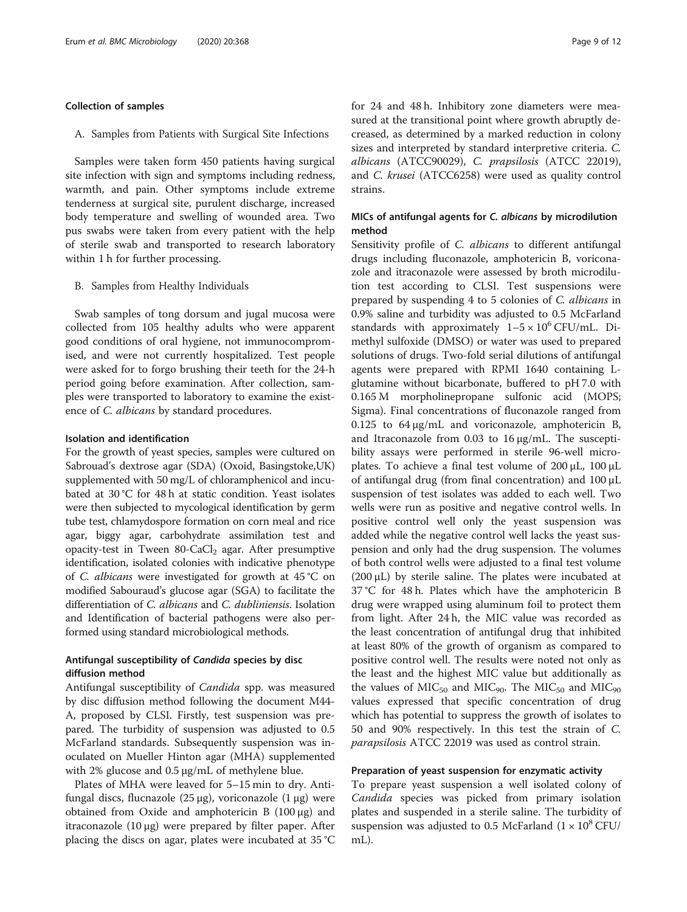### Collection of samples

A. Samples from Patients with Surgical Site Infections

Samples were taken form 450 patients having surgical site infection with sign and symptoms including redness, warmth, and pain. Other symptoms include extreme tenderness at surgical site, purulent discharge, increased body temperature and swelling of wounded area. Two pus swabs were taken from every patient with the help of sterile swab and transported to research laboratory within 1 h for further processing.

B. Samples from Healthy Individuals

Swab samples of tong dorsum and jugal mucosa were collected from 105 healthy adults who were apparent good conditions of oral hygiene, not immunocompromised, and were not currently hospitalized. Test people were asked for to forgo brushing their teeth for the 24-h period going before examination. After collection, samples were transported to laboratory to examine the existence of *C. albicans* by standard procedures.

### Isolation and identification

For the growth of yeast species, samples were cultured on Sabrouad's dextrose agar (SDA) (Oxoid, Basingstoke,UK) supplemented with 50 mg/L of chloramphenicol and incubated at 30 °C for 48 h at static condition. Yeast isolates were then subjected to mycological identification by germ tube test, chlamydospore formation on corn meal and rice agar, biggy agar, carbohydrate assimilation test and opacity-test in Tween 80-$CaCl_2$ agar. After presumptive identification, isolated colonies with indicative phenotype of *C. albicans* were investigated for growth at 45 °C on modified Sabouraud's glucose agar (SGA) to facilitate the differentiation of *C. albicans* and *C. dubliniensis*. Isolation and Identification of bacterial pathogens were also performed using standard microbiological methods.

### Antifungal susceptibility of *Candida* species by disc diffusion method

Antifungal susceptibility of *Candida* spp. was measured by disc diffusion method following the document M44-A, proposed by CLSI. Firstly, test suspension was prepared. The turbidity of suspension was adjusted to 0.5 McFarland standards. Subsequently suspension was inoculated on Mueller Hinton agar (MHA) supplemented with 2% glucose and 0.5 μg/mL of methylene blue.

Plates of MHA were leaved for 5–15 min to dry. Antifungal discs, flucnazole (25 μg), voriconazole (1 μg) were obtained from Oxide and amphotericin B (100 μg) and itraconazole (10 μg) were prepared by filter paper. After placing the discs on agar, plates were incubated at 35 °C for 24 and 48 h. Inhibitory zone diameters were measured at the transitional point where growth abruptly decreased, as determined by a marked reduction in colony sizes and interpreted by standard interpretive criteria. *C. albicans* (ATCC90029), *C. prapsilosis* (ATCC 22019), and *C. krusei* (ATCC6258) were used as quality control strains.

### MICs of antifungal agents for *C. albicans* by microdilution method

Sensitivity profile of *C. albicans* to different antifungal drugs including fluconazole, amphotericin B, voriconazole and itraconazole were assessed by broth microdilution test according to CLSI. Test suspensions were prepared by suspending 4 to 5 colonies of *C. albicans* in 0.9% saline and turbidity was adjusted to 0.5 McFarland standards with approximately $1–5 \times 10^6$ CFU/mL. Dimethyl sulfoxide (DMSO) or water was used to prepared solutions of drugs. Two-fold serial dilutions of antifungal agents were prepared with RPMI 1640 containing L-glutamine without bicarbonate, buffered to pH 7.0 with 0.165 M morpholinepropane sulfonic acid (MOPS; Sigma). Final concentrations of fluconazole ranged from 0.125 to 64 μg/mL and voriconazole, amphotericin B, and Itraconazole from 0.03 to 16 μg/mL. The susceptibility assays were performed in sterile 96-well microplates. To achieve a final test volume of 200 μL, 100 μL of antifungal drug (from final concentration) and 100 μL suspension of test isolates was added to each well. Two wells were run as positive and negative control wells. In positive control well only the yeast suspension was added while the negative control well lacks the yeast suspension and only had the drug suspension. The volumes of both control wells were adjusted to a final test volume (200 μL) by sterile saline. The plates were incubated at 37 °C for 48 h. Plates which have the amphotericin B drug were wrapped using aluminum foil to protect them from light. After 24 h, the MIC value was recorded as the least concentration of antifungal drug that inhibited at least 80% of the growth of organism as compared to positive control well. The results were noted not only as the least and the highest MIC value but additionally as the values of $MIC_{50}$ and $MIC_{90}$. The $MIC_{50}$ and $MIC_{90}$ values expressed that specific concentration of drug which has potential to suppress the growth of isolates to 50 and 90% respectively. In this test the strain of *C. parapsilosis* ATCC 22019 was used as control strain.

### Preparation of yeast suspension for enzymatic activity

To prepare yeast suspension a well isolated colony of *Candida* species was picked from primary isolation plates and suspended in a sterile saline. The turbidity of suspension was adjusted to 0.5 McFarland ($1 \times 10^8$ CFU/mL).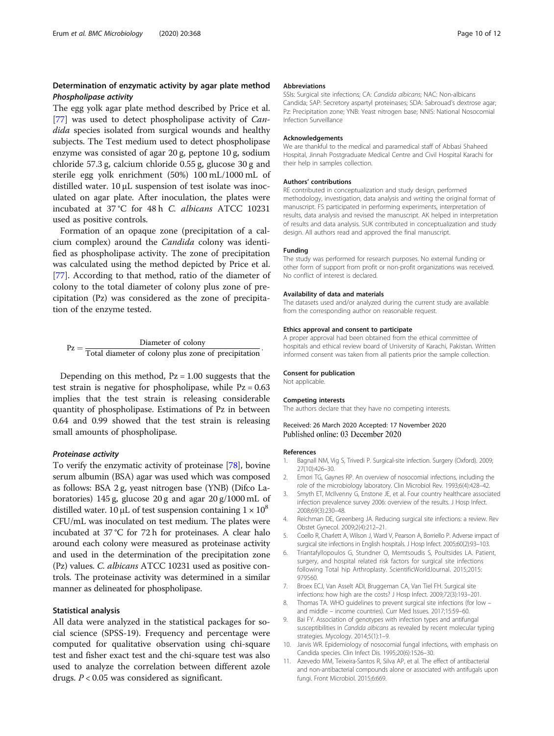## Determination of enzymatic activity by agar plate method

### *Phospholipase activity*

The egg yolk agar plate method described by Price et al. [77] was used to detect phospholipase activity of *Candida* species isolated from surgical wounds and healthy subjects. The Test medium used to detect phospholipase enzyme was consisted of agar 20 g, peptone 10 g, sodium chloride 57.3 g, calcium chloride 0.55 g, glucose 30 g and sterile egg yolk enrichment (50%) 100 mL/1000 mL of distilled water. 10 μL suspension of test isolate was inoculated on agar plate. After inoculation, the plates were incubated at 37 °C for 48 h *C. albicans* ATCC 10231 used as positive controls.

Formation of an opaque zone (precipitation of a calcium complex) around the *Candida* colony was identified as phospholipase activity. The zone of precipitation was calculated using the method depicted by Price et al. [77]. According to that method, ratio of the diameter of colony to the total diameter of colony plus zone of precipitation (Pz) was considered as the zone of precipitation of the enzyme tested.

$$\mathrm{Pz} = \frac{\text{Diameter of colony}}{\text{Total diameter of colony plus zone of precipitation}}.$$

Depending on this method, Pz = 1.00 suggests that the test strain is negative for phospholipase, while Pz = 0.63 implies that the test strain is releasing considerable quantity of phospholipase. Estimations of Pz in between 0.64 and 0.99 showed that the test strain is releasing small amounts of phospholipase.

### *Proteinase activity*

To verify the enzymatic activity of proteinase [78], bovine serum albumin (BSA) agar was used which was composed as follows: BSA 2 g, yeast nitrogen base (YNB) (Difco Laboratories) 145 g, glucose 20 g and agar 20 g/1000 mL of distilled water. 10 μL of test suspension containing $1 \times 10^8$ CFU/mL was inoculated on test medium. The plates were incubated at 37 °C for 72 h for proteinases. A clear halo around each colony were measured as proteinase activity and used in the determination of the precipitation zone (Pz) values. *C. albicans* ATCC 10231 used as positive controls. The proteinase activity was determined in a similar manner as delineated for phospholipase.

### Statistical analysis

All data were analyzed in the statistical packages for social science (SPSS-19). Frequency and percentage were computed for qualitative observation using chi-square test and fisher exact test and the chi-square test was also used to analyze the correlation between different azole drugs. $P < 0.05$ was considered as significant.

#### Abbreviations

SSIs: Surgical site infections; CA: *Candida albicans*; NAC: Non-albicans Candida; SAP: Secretory aspartyl proteinases; SDA: Sabrouad's dextrose agar; Pz: Precipitation zone; YNB: Yeast nitrogen base; NNIS: National Nosocomial Infection Surveillance

#### Acknowledgements

We are thankful to the medical and paramedical staff of Abbasi Shaheed Hospital, Jinnah Postgraduate Medical Centre and Civil Hospital Karachi for their help in samples collection.

#### Authors' contributions

RE contributed in conceptualization and study design, performed methodology, investigation, data analysis and writing the original format of manuscript. FS participated in performing experiments, interpretation of results, data analysis and revised the manuscript. AK helped in interpretation of results and data analysis. SUK contributed in conceptualization and study design. All authors read and approved the final manuscript.

#### Funding

The study was performed for research purposes. No external funding or other form of support from profit or non-profit organizations was received. No conflict of interest is declared.

#### Availability of data and materials

The datasets used and/or analyzed during the current study are available from the corresponding author on reasonable request.

#### Ethics approval and consent to participate

A proper approval had been obtained from the ethical committee of hospitals and ethical review board of University of Karachi, Pakistan. Written informed consent was taken from all patients prior the sample collection.

#### Consent for publication

Not applicable.

#### Competing interests

The authors declare that they have no competing interests.

Received: 26 March 2020 Accepted: 17 November 2020
Published online: 03 December 2020

#### References

1. Bagnall NM, Vig S, Trivedi P. Surgical-site infection. Surgery (Oxford). 2009; 27(10):426–30.
2. Emori TG, Gaynes RP. An overview of nosocomial infections, including the role of the microbiology laboratory. Clin Microbiol Rev. 1993;6(4):428–42.
3. Smyth ET, McIlvenny G, Enstone JE, et al. Four country healthcare associated infection prevalence survey 2006: overview of the results. J Hosp Infect. 2008;69(3):230–48.
4. Reichman DE, Greenberg JA. Reducing surgical site infections: a review. Rev Obstet Gynecol. 2009;2(4):212–21.
5. Coello R, Charlett A, Wilson J, Ward V, Pearson A, Borriello P. Adverse impact of surgical site infections in English hospitals. J Hosp Infect. 2005;60(2):93–103.
6. Triantafyllopoulos G, Stundner O, Memtsoudis S, Poultsides LA. Patient, surgery, and hospital related risk factors for surgical site infections following Total hip Arthroplasty. ScientificWorldJournal. 2015;2015: 979560.
7. Broex ECJ, Van Asselt ADI, Bruggeman CA, Van Tiel FH. Surgical site infections: how high are the costs? J Hosp Infect. 2009;72(3):193–201.
8. Thomas TA. WHO guidelines to prevent surgical site infections (for low – and middle – income countries). Curr Med Issues. 2017;15:59–60.
9. Bai FY. Association of genotypes with infection types and antifungal susceptibilities in *Candida albicans* as revealed by recent molecular typing strategies. Mycology. 2014;5(1):1–9.
10. Jarvis WR. Epidemiology of nosocomial fungal infections, with emphasis on Candida species. Clin Infect Dis. 1995;20(6):1526–30.
11. Azevedo MM, Teixeira-Santos R, Silva AP, et al. The effect of antibacterial and non-antibacterial compounds alone or associated with antifugals upon fungi. Front Microbiol. 2015;6:669.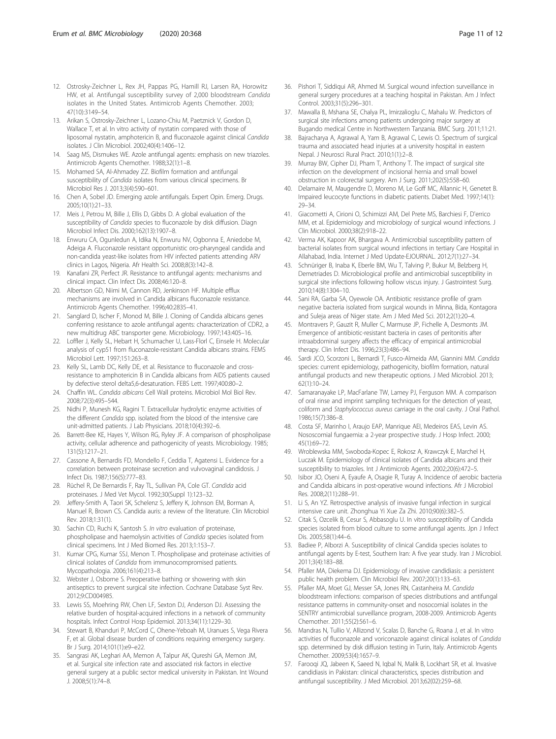12. Ostrosky-Zeichner L, Rex JH, Pappas PG, Hamill RJ, Larsen RA, Horowitz HW, et al. Antifungal susceptibility survey of 2,000 bloodstream *Candida* isolates in the United States. Antimicrob Agents Chemother. 2003; 47(10):3149–54.
13. Arikan S, Ostrosky-Zeichner L, Lozano-Chiu M, Paetznick V, Gordon D, Wallace T, et al. In vitro activity of nystatin compared with those of liposomal nystatin, amphotericin B, and fluconazole against clinical *Candida* isolates. J Clin Microbiol. 2002;40(4):1406–12.
14. Saag MS, Dismukes WE. Azole antifungal agents: emphasis on new triazoles. Antimicrob Agents Chemother. 1988;32(1):1–8.
15. Mohamed SA, Al-Ahmadey ZZ. Biofilm formation and antifungal susceptibility of *Candida* isolates from various clinical specimens. Br Microbiol Res J. 2013;3(4):590–601.
16. Chen A, Sobel JD. Emerging azole antifungals. Expert Opin. Emerg. Drugs. 2005;10(1):21–33.
17. Meis J, Petrou M, Bille J, Ellis D, Gibbs D. A global evaluation of the susceptibility of *Candida* species to fluconazole by disk diffusion. Diagn Microbiol Infect Dis. 2000;162(13):1907–8.
18. Enwuru CA, Ogunledun A, Idika N, Enwuru NV, Ogbonna E, Aniedobe M, Adeiga A. Fluconazole resistant opportunistic oro-pharyngeal candida and non-candida yeast-like isolates from HIV infected patients attending ARV clinics in Lagos, Nigeria. Afr Health Sci. 2008;8(3):142–8.
19. Kanafani ZR, Perfect JR. Resistance to antifungal agents: mechanisms and clinical impact. Clin Infect Dis. 2008;46:120–8.
20. Albertson GD, Niimi M, Cannon RD, Jenkinson HF. Multiple efflux mechanisms are involved in Candida albicans fluconazole resistance. Antimicrob Agents Chemother. 1996;40:2835–41.
21. Sanglard D, Ischer F, Monod M, Bille J. Cloning of Candida albicans genes conferring resistance to azole antifungal agents: characterization of CDR2, a new multidrug ABC transporter gene. Microbiology. 1997;143:405–16.
22. Loffler J, Kelly SL, Hebart H, Schumacher U, Lass-Florl C, Einsele H. Molecular analysis of cyp51 from fluconazole-resistant Candida albicans strains. FEMS Microbiol Lett. 1997;151:263–8.
23. Kelly SL, Lamb DC, Kelly DE, et al. Resistance to fluconazole and cross-resistance to amphotericin B in Candida albicans from AIDS patients caused by defective sterol delta5,6-desaturation. FEBS Lett. 1997;400:80–2.
24. Chaffin WL. *Candida albicans* Cell Wall proteins. Microbiol Mol Biol Rev. 2008;72(3):495–544.
25. Nidhi P, Munesh KG, Ragini T. Extracellular hydrolytic enzyme activities of the different *Candida* spp. isolated from the blood of the intensive care unit-admitted patients. J Lab Physicians. 2018;10(4):392–6.
26. Barrett-Bee KE, Hayes Y, Wilson RG, Ryley JF. A comparison of phospholipase activity, cellular adherence and pathogenicity of yeasts. Microbiology. 1985; 131(5):1217–21.
27. Cassone A, Bernardis FD, Mondello F, Ceddia T, Agatensi L. Evidence for a correlation between proteinase secretion and vulvovaginal candidosis. J Infect Dis. 1987;156(5):777–83.
28. Rüchel R, De Bernardis F, Ray TL, Sullivan PA, Cole GT. *Candida* acid proteinases. J Med Vet Mycol. 1992;30(Suppl 1):123–32.
29. Jeffery-Smith A, Taori SK, Schelenz S, Jeffery K, Johnson EM, Borman A, Manuel R, Brown CS. Candida auris: a review of the literature. Clin Microbiol Rev. 2018;1:31(1).
30. Sachin CD, Ruchi K, Santosh S. *In vitro* evaluation of proteinase, phospholipase and haemolysin activities of *Candida* species isolated from clinical specimens. Int J Med Biomed Res. 2013;1:153–7.
31. Kumar CPG, Kumar SSJ, Menon T. Phospholipase and proteinase activities of clinical isolates of *Candida* from immunocompromised patients. Mycopathologia. 2006;161(4):213–8.
32. Webster J, Osborne S. Preoperative bathing or showering with skin antiseptics to prevent surgical site infection. Cochrane Database Syst Rev. 2012;9:CD004985.
33. Lewis SS, Moehring RW, Chen LF, Sexton DJ, Anderson DJ. Assessing the relative burden of hospital-acquired infections in a network of community hospitals. Infect Control Hosp Epidemiol. 2013;34(11):1229–30.
34. Stewart B, Khanduri P, McCord C, Ohene-Yeboah M, Uranues S, Vega Rivera F, et al. Global disease burden of conditions requiring emergency surgery. Br J Surg. 2014;101(1):e9–e22.
35. Sangrasi AK, Leghari AA, Memon A, Talpur AK, Qureshi GA, Memon JM, et al. Surgical site infection rate and associated risk factors in elective general surgery at a public sector medical university in Pakistan. Int Wound J. 2008;5(1):74–8.
36. Pishori T, Siddiqui AR, Ahmed M. Surgical wound infection surveillance in general surgery procedures at a teaching hospital in Pakistan. Am J Infect Control. 2003;31(5):296–301.
37. Mawalla B, Mshana SE, Chalya PL, Imirzalioglu C, Mahalu W. Predictors of surgical site infections among patients undergoing major surgery at Bugando medical Centre in Northwestern Tanzania. BMC Surg. 2011;11:21.
38. Bajracharya A, Agrawal A, Yam B, Agrawal C, Lewis O. Spectrum of surgical trauma and associated head injuries at a university hospital in eastern Nepal. J Neurosci Rural Pract. 2010;1(1):2–8.
39. Murray BW, Cipher DJ, Pham T, Anthony T. The impact of surgical site infection on the development of incisional hernia and small bowel obstruction in colorectal surgery. Am J Surg. 2011;202(5):558–60.
40. Delamaire M, Maugendre D, Moreno M, Le Goff MC, Allannic H, Genetet B. Impaired leucocyte functions in diabetic patients. Diabet Med. 1997;14(1): 29–34.
41. Giacometti A, Cirioni O, Schimizzi AM, Del Prete MS, Barchiesi F, D'errico MM, et al. Epidemiology and microbiology of surgical wound infections. J Clin Microbiol. 2000;38(2):918–22.
42. Verma AK, Kapoor AK, Bhargava A. Antimicrobial susceptibility pattern of bacterial isolates from surgical wound infections in tertiary Care Hospital in Allahabad, India. Internet J Med Update-EJOURNAL. 2012;7(1):27–34.
43. Schnüriger B, Inaba K, Eberle BM, Wu T, Talving P, Bukur M, Belzberg H, Demetriades D. Microbiological profile and antimicrobial susceptibility in surgical site infections following hollow viscus injury. J Gastrointest Surg. 2010;14(8):1304–10.
44. Sani RA, Garba SA, Oyewole OA. Antibiotic resistance profile of gram negative bacteria isolated from surgical wounds in Minna, Bida, Kontagora and Suleja areas of Niger state. Am J Med Med Sci. 2012;2(1):20–4.
45. Montravers P, Gauzit R, Muller C, Marmuse JP, Fichelle A, Desmonts JM. Emergence of antibiotic-resistant bacteria in cases of peritonitis after intraabdominal surgery affects the efficacy of empirical antimicrobial therapy. Clin Infect Dis. 1996;23(3):486–94.
46. Sardi JCO, Scorzoni L, Bernardi T, Fusco-Almeida AM, Giannini MM. *Candida* species: current epidemiology, pathogenicity, biofilm formation, natural antifungal products and new therapeutic options. J Med Microbiol. 2013; 62(1):10–24.
47. Samaranayake LP, MacFarlane TW, Lamey PJ, Ferguson MM. A comparison of oral rinse and imprint sampling techniques for the detection of yeast, coliform and *Staphylococcus aureus* carriage in the oral cavity. J Oral Pathol. 1986;15(7):386–8.
48. Costa SF, Marinho I, Araujo EAP, Manrique AEI, Medeiros EAS, Levin AS. Nososcomial fungaemia: a 2-year prospective study. J Hosp Infect. 2000; 45(1):69–72.
49. Wroblewska MM, Swoboda-Kopec E, Rokosz A, Krawczyk E, Marchel H, Luczak M. Epidemiology of clinical isolates of Candida albicans and their susceptibility to triazoles. Int J Antimicrob Agents. 2002;20(6):472–5.
50. Isibor JO, Oseni A, Eyaufe A, Osagie R, Turay A. Incidence of aerobic bacteria and Candida albicans in post-operative wound infections. Afr J Microbiol Res. 2008;2(11):288–91.
51. Li S, An YZ. Retrospective analysis of invasive fungal infection in surgical intensive care unit. Zhonghua Yi Xue Za Zhi. 2010;90(6):382–5.
52. Citak S, Ozcelik B, Cesur S, Abbasoglu U. In vitro susceptibility of Candida species isolated from blood culture to some antifungal agents. Jpn J Infect Dis. 2005;58(1):44–6.
53. Badiee P, Alborzi A. Susceptibility of clinical Candida species isolates to antifungal agents by E-test, Southern Iran: A five year study. Iran J Microbiol. 2011;3(4):183–88.
54. Pfaller MA, Diekema DJ. Epidemiology of invasive candidiasis: a persistent public health problem. Clin Microbiol Rev. 2007;20(1):133–63.
55. Pfaller MA, Moet GJ, Messer SA, Jones RN, Castanheira M. *Candida* bloodstream infections: comparison of species distributions and antifungal resistance patterns in community-onset and nosocomial isolates in the SENTRY antimicrobial surveillance program, 2008-2009. Antimicrob Agents Chemother. 2011;55(2):561–6.
56. Mandras N, Tullio V, Allizond V, Scalas D, Banche G, Roana J, et al. In vitro activities of fluconazole and voriconazole against clinical isolates of *Candida* spp. determined by disk diffusion testing in Turin, Italy. Antimicrob Agents Chemother. 2009;53(4):1657–9.
57. Farooqi JQ, Jabeen K, Saeed N, Iqbal N, Malik B, Lockhart SR, et al. Invasive candidiasis in Pakistan: clinical characteristics, species distribution and antifungal susceptibility. J Med Microbiol. 2013;62(02):259–68.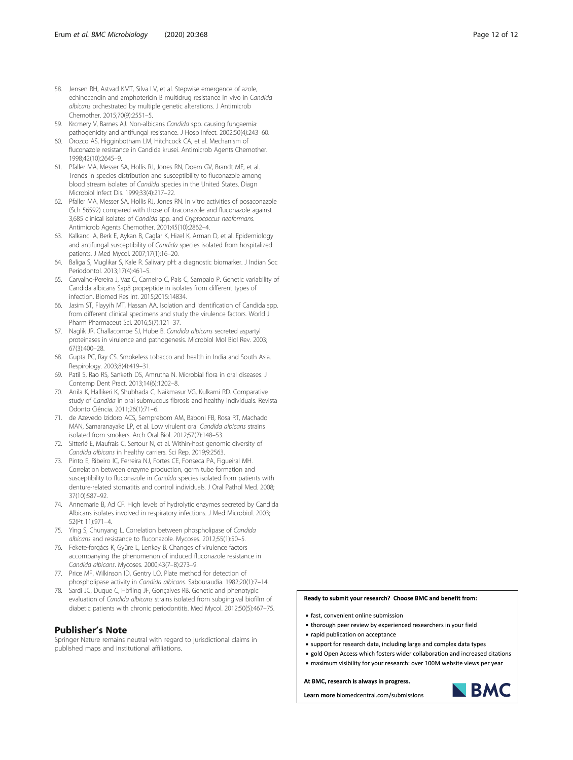58. Jensen RH, Astvad KMT, Silva LV, et al. Stepwise emergence of azole, echinocandin and amphotericin B multidrug resistance in vivo in *Candida albicans* orchestrated by multiple genetic alterations. J Antimicrob Chemother. 2015;70(9):2551–5.
59. Krcmery V, Barnes AJ. Non-albicans *Candida* spp. causing fungaemia: pathogenicity and antifungal resistance. J Hosp Infect. 2002;50(4):243–60.
60. Orozco AS, Higginbotham LM, Hitchcock CA, et al. Mechanism of fluconazole resistance in Candida krusei. Antimicrob Agents Chemother. 1998;42(10):2645–9.
61. Pfaller MA, Messer SA, Hollis RJ, Jones RN, Doern GV, Brandt ME, et al. Trends in species distribution and susceptibility to fluconazole among blood stream isolates of *Candida* species in the United States. Diagn Microbiol Infect Dis. 1999;33(4):217–22.
62. Pfaller MA, Messer SA, Hollis RJ, Jones RN. In vitro activities of posaconazole (Sch 56592) compared with those of itraconazole and fluconazole against 3,685 clinical isolates of *Candida* spp. and *Cryptococcus neoformans*. Antimicrob Agents Chemother. 2001;45(10):2862–4.
63. Kalkanci A, Berk E, Aykan B, Caglar K, Hizel K, Arman D, et al. Epidemiology and antifungal susceptibility of *Candida* species isolated from hospitalized patients. J Med Mycol. 2007;17(1):16–20.
64. Baliga S, Muglikar S, Kale R. Salivary pH: a diagnostic biomarker. J Indian Soc Periodontol. 2013;17(4):461–5.
65. Carvalho-Pereira J, Vaz C, Carneiro C, Pais C, Sampaio P. Genetic variability of Candida albicans Sap8 propeptide in isolates from different types of infection. Biomed Res Int. 2015;2015:14834.
66. Jasim ST, Flayyih MT, Hassan AA. Isolation and identification of Candida spp. from different clinical specimens and study the virulence factors. World J Pharm Pharmaceut Sci. 2016;5(7):121–37.
67. Naglik JR, Challacombe SJ, Hube B. *Candida albicans* secreted aspartyl proteinases in virulence and pathogenesis. Microbiol Mol Biol Rev. 2003; 67(3):400–28.
68. Gupta PC, Ray CS. Smokeless tobacco and health in India and South Asia. Respirology. 2003;8(4):419–31.
69. Patil S, Rao RS, Sanketh DS, Amrutha N. Microbial flora in oral diseases. J Contemp Dent Pract. 2013;14(6):1202–8.
70. Anila K, Hallikeri K, Shubhada C, Naikmasur VG, Kulkarni RD. Comparative study of *Candida* in oral submucous fibrosis and healthy individuals. Revista Odonto Ciência. 2011;26(1):71–6.
71. de Azevedo Izidoro ACS, Semprebom AM, Baboni FB, Rosa RT, Machado MAN, Samaranayake LP, et al. Low virulent oral *Candida albicans* strains isolated from smokers. Arch Oral Biol. 2012;57(2):148–53.
72. Sitterlé E, Maufrais C, Sertour N, et al. Within-host genomic diversity of *Candida albicans* in healthy carriers. Sci Rep. 2019;9:2563.
73. Pinto E, Ribeiro IC, Ferreira NJ, Fortes CE, Fonseca PA, Figueiral MH. Correlation between enzyme production, germ tube formation and susceptibility to fluconazole in *Candida* species isolated from patients with denture-related stomatitis and control individuals. J Oral Pathol Med. 2008; 37(10):587–92.
74. Annemarie B, Ad CF. High levels of hydrolytic enzymes secreted by Candida Albicans isolates involved in respiratory infections. J Med Microbiol. 2003; 52(Pt 11):971–4.
75. Ying S, Chunyang L. Correlation between phospholipase of *Candida albicans* and resistance to fluconazole. Mycoses. 2012;55(1):50–5.
76. Fekete-forgács K, Gyüre L, Lenkey B. Changes of virulence factors accompanying the phenomenon of induced fluconazole resistance in *Candida albicans*. Mycoses. 2000;43(7–8):273–9.
77. Price MF, Wilkinson ID, Gentry LO. Plate method for detection of phospholipase activity in *Candida albicans*. Sabouraudia. 1982;20(1):7–14.
78. Sardi JC, Duque C, Höfling JF, Gonçalves RB. Genetic and phenotypic evaluation of *Candida albicans* strains isolated from subgingival biofilm of diabetic patients with chronic periodontitis. Med Mycol. 2012;50(5):467–75.

## Publisher's Note

Springer Nature remains neutral with regard to jurisdictional claims in published maps and institutional affiliations.

**Ready to submit your research? Choose BMC and benefit from:**

- fast, convenient online submission
- thorough peer review by experienced researchers in your field
- rapid publication on acceptance
- support for research data, including large and complex data types
- gold Open Access which fosters wider collaboration and increased citations
- maximum visibility for your research: over 100M website views per year

**At BMC, research is always in progress.**

**Learn more** biomedcentral.com/submissions